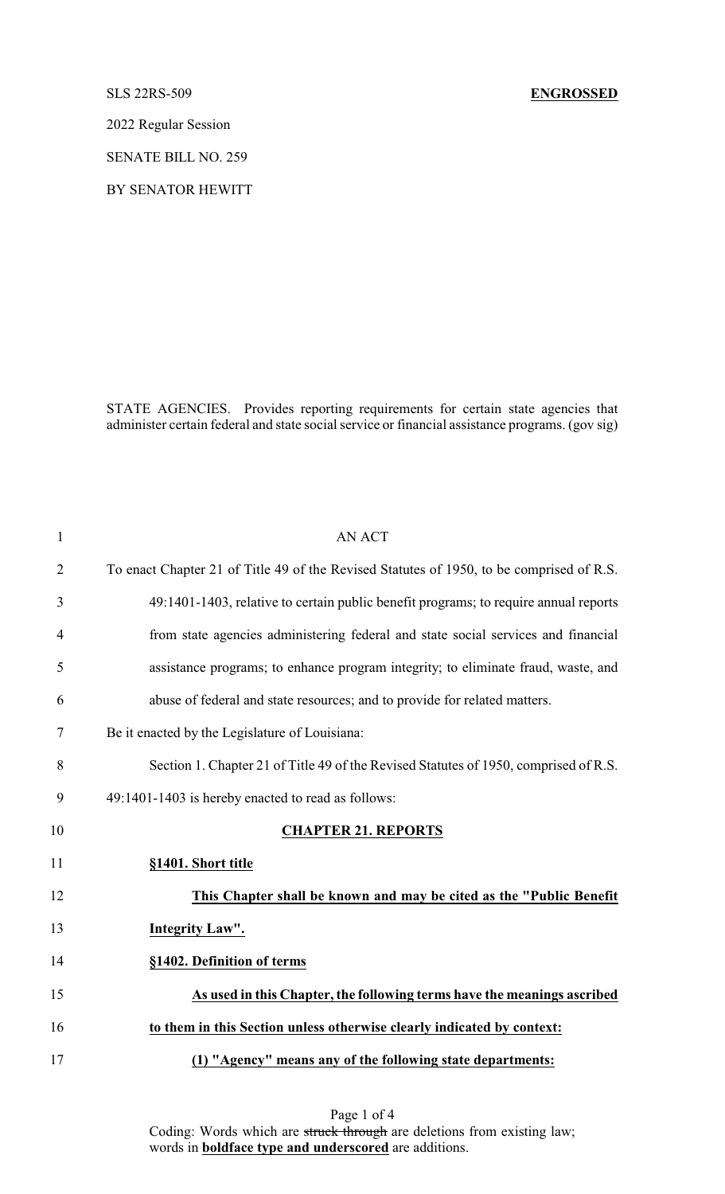SLS 22RS-509 **ENGROSSED**

2022 Regular Session

SENATE BILL NO. 259

BY SENATOR HEWITT

STATE AGENCIES. Provides reporting requirements for certain state agencies that administer certain federal and state social service or financial assistance programs. (gov sig)

AN ACT

To enact Chapter 21 of Title 49 of the Revised Statutes of 1950, to be comprised of R.S. 49:1401-1403, relative to certain public benefit programs; to require annual reports from state agencies administering federal and state social services and financial assistance programs; to enhance program integrity; to eliminate fraud, waste, and abuse of federal and state resources; and to provide for related matters.

Be it enacted by the Legislature of Louisiana:

Section 1. Chapter 21 of Title 49 of the Revised Statutes of 1950, comprised of R.S. 49:1401-1403 is hereby enacted to read as follows:

**CHAPTER 21. REPORTS**

**§1401. Short title**

**This Chapter shall be known and may be cited as the "Public Benefit Integrity Law".**

**§1402. Definition of terms**

**As used in this Chapter, the following terms have the meanings ascribed to them in this Section unless otherwise clearly indicated by context:**

**(1) "Agency" means any of the following state departments:**

Coding: Words which are ~~struck through~~ are deletions from existing law; words in **boldface type and underscored** are additions.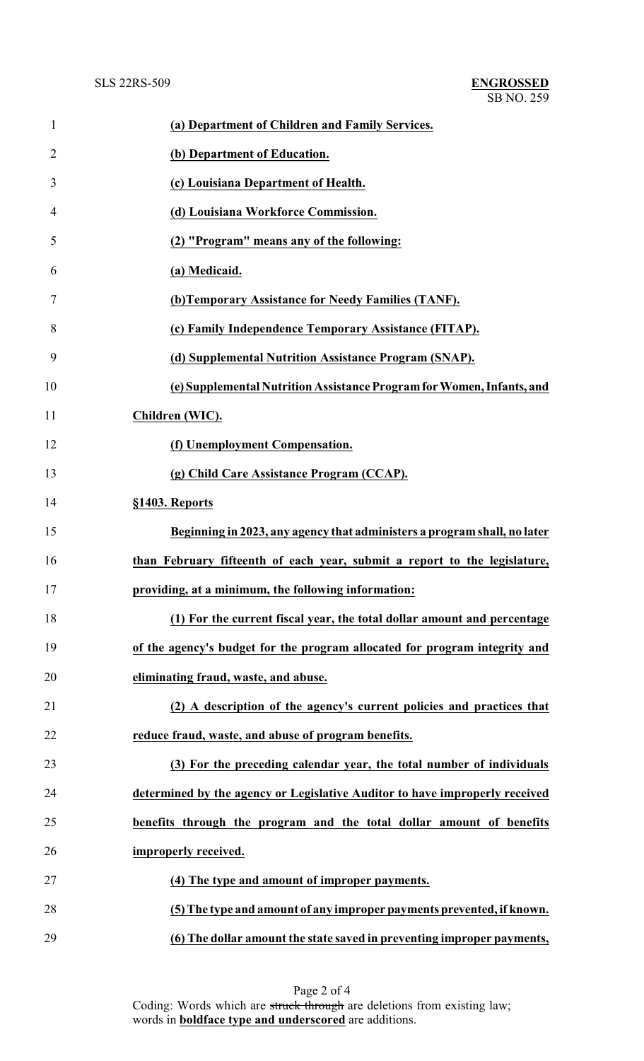**(a) Department of Children and Family Services.**

**(b) Department of Education.**

**(c) Louisiana Department of Health.**

**(d) Louisiana Workforce Commission.**

**(2) "Program" means any of the following:**

**(a) Medicaid.**

**(b)Temporary Assistance for Needy Families (TANF).**

**(c) Family Independence Temporary Assistance (FITAP).**

**(d) Supplemental Nutrition Assistance Program (SNAP).**

**(e) Supplemental Nutrition Assistance Program for Women, Infants, and Children (WIC).**

**(f) Unemployment Compensation.**

**(g) Child Care Assistance Program (CCAP).**

**§1403. Reports**

**Beginning in 2023, any agency that administers a program shall, no later than February fifteenth of each year, submit a report to the legislature, providing, at a minimum, the following information:**

**(1) For the current fiscal year, the total dollar amount and percentage of the agency's budget for the program allocated for program integrity and eliminating fraud, waste, and abuse.**

**(2) A description of the agency's current policies and practices that reduce fraud, waste, and abuse of program benefits.**

**(3) For the preceding calendar year, the total number of individuals determined by the agency or Legislative Auditor to have improperly received benefits through the program and the total dollar amount of benefits improperly received.**

**(4) The type and amount of improper payments.**

**(5) The type and amount of any improper payments prevented, if known.**

**(6) The dollar amount the state saved in preventing improper payments,**

Coding: Words which are ~~struck through~~ are deletions from existing law; words in **boldface type and underscored** are additions.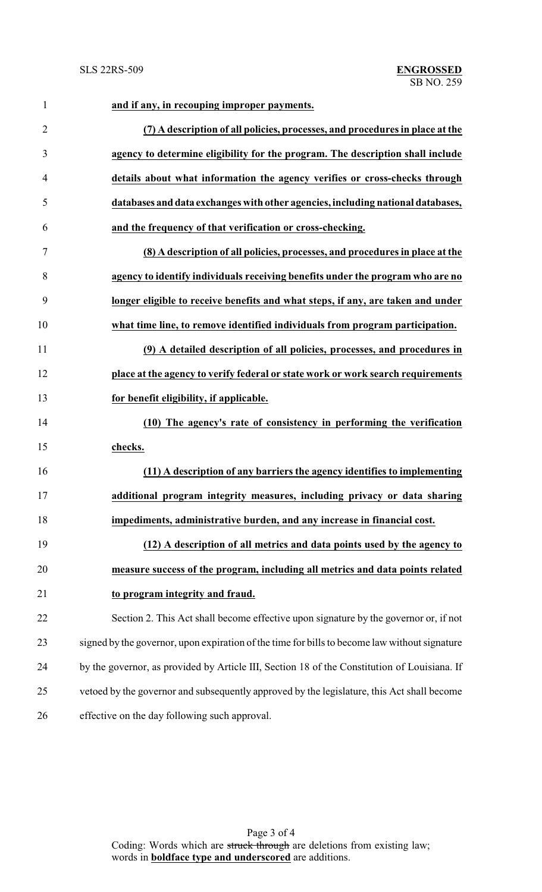**and if any, in recouping improper payments.**

**(7) A description of all policies, processes, and procedures in place at the agency to determine eligibility for the program. The description shall include details about what information the agency verifies or cross-checks through databases and data exchanges with other agencies, including national databases, and the frequency of that verification or cross-checking.**

**(8) A description of all policies, processes, and procedures in place at the agency to identify individuals receiving benefits under the program who are no longer eligible to receive benefits and what steps, if any, are taken and under what time line, to remove identified individuals from program participation.**

**(9) A detailed description of all policies, processes, and procedures in place at the agency to verify federal or state work or work search requirements for benefit eligibility, if applicable.**

**(10) The agency's rate of consistency in performing the verification checks.**

**(11) A description of any barriers the agency identifies to implementing additional program integrity measures, including privacy or data sharing impediments, administrative burden, and any increase in financial cost.**

**(12) A description of all metrics and data points used by the agency to measure success of the program, including all metrics and data points related to program integrity and fraud.**

Section 2. This Act shall become effective upon signature by the governor or, if not signed by the governor, upon expiration of the time for bills to become law without signature by the governor, as provided by Article III, Section 18 of the Constitution of Louisiana. If vetoed by the governor and subsequently approved by the legislature, this Act shall become effective on the day following such approval.

Coding: Words which are ~~struck through~~ are deletions from existing law; words in **boldface type and underscored** are additions.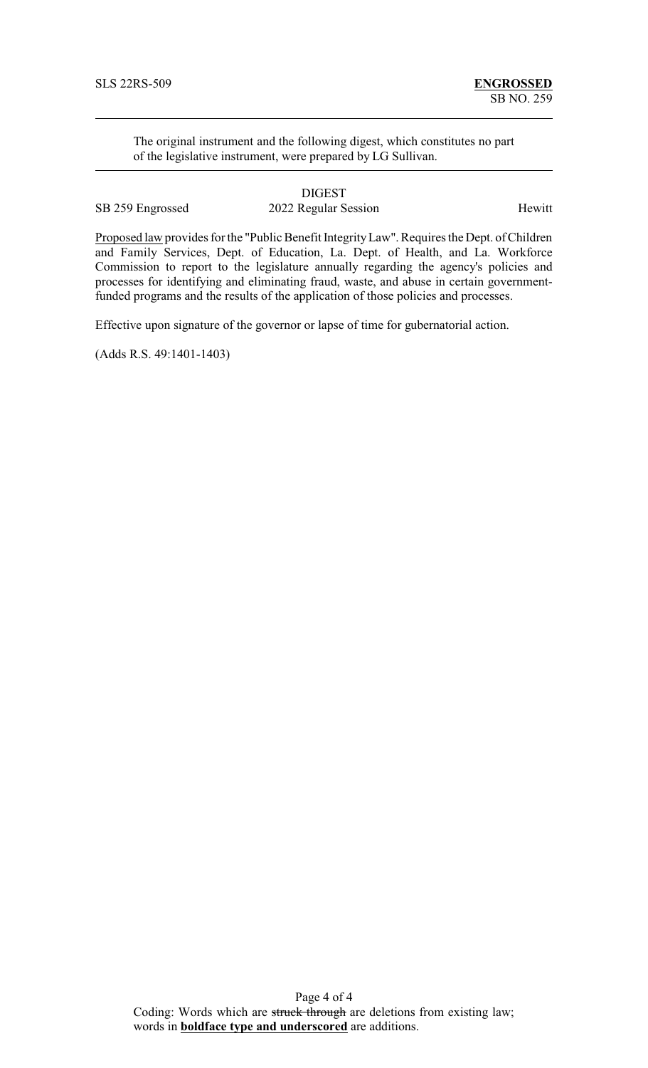The original instrument and the following digest, which constitutes no part of the legislative instrument, were prepared by LG Sullivan.

DIGEST

SB 259 Engrossed — 2022 Regular Session — Hewitt

Proposed law provides for the "Public Benefit Integrity Law". Requires the Dept. of Children and Family Services, Dept. of Education, La. Dept. of Health, and La. Workforce Commission to report to the legislature annually regarding the agency's policies and processes for identifying and eliminating fraud, waste, and abuse in certain government-funded programs and the results of the application of those policies and processes.

Effective upon signature of the governor or lapse of time for gubernatorial action.

(Adds R.S. 49:1401-1403)

Coding: Words which are ~~struck through~~ are deletions from existing law; words in **boldface type and underscored** are additions.